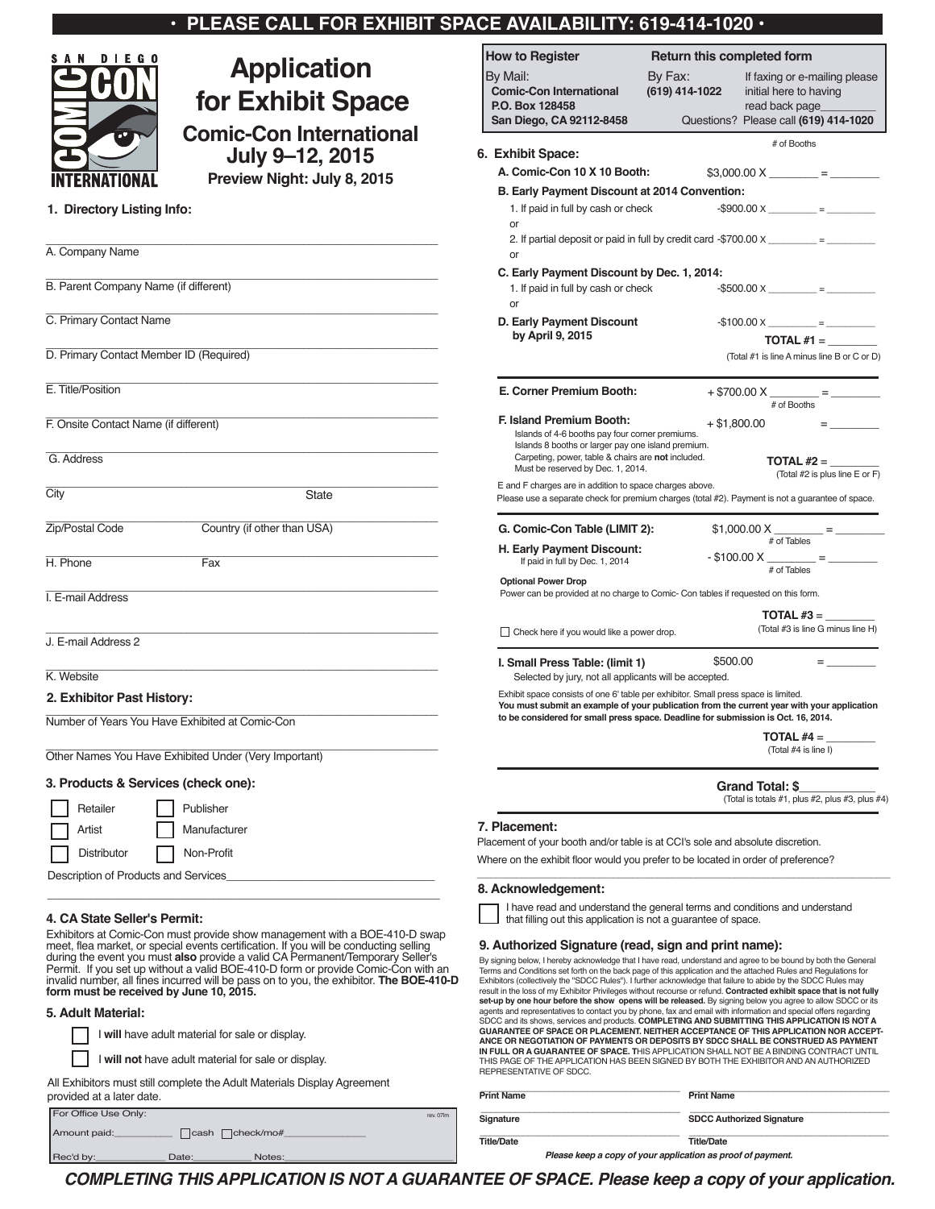**• PLEASE CALL FOR EXHIBIT SPACE AVAILABILITY: 619-414-1020 •**

SAN DIEGO COMIC CON INTERNATIONAL

# Application for Exhibit Space

## Comic-Con International July 9–12, 2015

**Preview Night: July 8, 2015**

### 1. Directory Listing Info:

A. Company Name ____________________

B. Parent Company Name (if different) ____________________

C. Primary Contact Name ____________________

D. Primary Contact Member ID (Required) ____________________

E. Title/Position ____________________

F. Onsite Contact Name (if different) ____________________

G. Address ____________________

City ____________________ State ____________________

Zip/Postal Code ____________________ Country (if other than USA) ____________________

H. Phone ____________________ Fax ____________________

I. E-mail Address ____________________

J. E-mail Address 2 ____________________

K. Website ____________________

### 2. Exhibitor Past History:

Number of Years You Have Exhibited at Comic-Con ____________________

Other Names You Have Exhibited Under (Very Important) ____________________

### 3. Products & Services (check one):

☐ Retailer ☐ Publisher

☐ Artist ☐ Manufacturer

☐ Distributor ☐ Non-Profit

Description of Products and Services____________________

### 4. CA State Seller's Permit:

Exhibitors at Comic-Con must provide show management with a BOE-410-D swap meet, flea market, or special events certification. If you will be conducting selling during the event you must **also** provide a valid CA Permanent/Temporary Seller's Permit. If you set up without a valid BOE-410-D form or provide Comic-Con with an invalid number, all fines incurred will be pass on to you, the exhibitor. **The BOE-410-D form must be received by June 10, 2015.**

### 5. Adult Material:

☐ I **will** have adult material for sale or display.

☐ I **will not** have adult material for sale or display.

All Exhibitors must still complete the Adult Materials Display Agreement provided at a later date.

For Office Use Only: rev. 07/m

Amount paid:__________ ☐cash ☐check/mo#______________

Rec'd by:__________ Date:__________ Notes:____________________

| How to Register | Return this completed form | |
|---|---|---|
| By Mail: **Comic-Con International P.O. Box 128458 San Diego, CA 92112-8458** | By Fax: **(619) 414-1022** | If faxing or e-mailing please initial here to having read back page_________ |
| | | Questions? Please call **(619) 414-1020** |

### 6. Exhibit Space:

**A. Comic-Con 10 X 10 Booth:** $3,000.00 X ________ (# of Booths) = ________

**B. Early Payment Discount at 2014 Convention:**

1. If paid in full by cash or check -$900.00 X ________ = ________

or

2. If partial deposit or paid in full by credit card -$700.00 X ________ = ________

or

**C. Early Payment Discount by Dec. 1, 2014:**

1. If paid in full by cash or check -$500.00 X ________ = ________

or

**D. Early Payment Discount by April 9, 2015** -$100.00 X ________ = ________

**TOTAL #1** = ________

(Total #1 is line A minus line B or C or D)

**E. Corner Premium Booth:** + $700.00 X ________ (# of Booths) = ________

**F. Island Premium Booth:** + $1,800.00 = ________

Islands of 4-6 booths pay four corner premiums.
Islands 8 booths or larger pay one island premium.
Carpeting, power, table & chairs are **not** included.
Must be reserved by Dec. 1, 2014.

**TOTAL #2** = ________

(Total #2 is plus line E or F)

E and F charges are in addition to space charges above.
Please use a separate check for premium charges (total #2). Payment is not a guarantee of space.

**G. Comic-Con Table (LIMIT 2):** $1,000.00 X ________ (# of Tables) = ________

**H. Early Payment Discount:** If paid in full by Dec. 1, 2014 - $100.00 X ________ (# of Tables) = ________

**Optional Power Drop**
Power can be provided at no charge to Comic- Con tables if requested on this form.

**TOTAL #3** = ________

☐ Check here if you would like a power drop.

(Total #3 is line G minus line H)

**I. Small Press Table: (limit 1)** $500.00 = ________

Selected by jury, not all applicants will be accepted.

Exhibit space consists of one 6' table per exhibitor. Small press space is limited.
**You must submit an example of your publication from the current year with your application to be considered for small press space. Deadline for submission is Oct. 16, 2014.**

**TOTAL #4** = ________

(Total #4 is line I)

**Grand Total: $**___________

(Total is totals #1, plus #2, plus #3, plus #4)

### 7. Placement:

Placement of your booth and/or table is at CCI's sole and absolute discretion.

Where on the exhibit floor would you prefer to be located in order of preference?

____________________

### 8. Acknowledgement:

☐ I have read and understand the general terms and conditions and understand that filling out this application is not a guarantee of space.

### 9. Authorized Signature (read, sign and print name):

By signing below, I hereby acknowledge that I have read, understand and agree to be bound by both the General Terms and Conditions set forth on the back page of this application and the attached Rules and Regulations for Exhibitors (collectively the "SDCC Rules"). I further acknowledge that failure to abide by the SDCC Rules may result in the loss of my Exhibitor Privileges without recourse or refund. **Contracted exhibit space that is not fully set-up by one hour before the show opens will be released.** By signing below you agree to allow SDCC or its agents and representatives to contact you by phone, fax and email with information and special offers regarding SDCC and its shows, services and products. **COMPLETING AND SUBMITTING THIS APPLICATION IS NOT A GUARANTEE OF SPACE OR PLACEMENT. NEITHER ACCEPTANCE OF THIS APPLICATION NOR ACCEPTANCE OR NEGOTIATION OF PAYMENTS OR DEPOSITS BY SDCC SHALL BE CONSTRUED AS PAYMENT IN FULL OR A GUARANTEE OF SPACE. T**HIS APPLICATION SHALL NOT BE A BINDING CONTRACT UNTIL THIS PAGE OF THE APPLICATION HAS BEEN SIGNED BY BOTH THE EXHIBITOR AND AN AUTHORIZED REPRESENTATIVE OF SDCC.

| | |
|---|---|
| **Print Name** | **Print Name** |
| **Signature** | **SDCC Authorized Signature** |
| **Title/Date** | **Title/Date** |

***Please keep a copy of your application as proof of payment.***

***COMPLETING THIS APPLICATION IS NOT A GUARANTEE OF SPACE. Please keep a copy of your application.***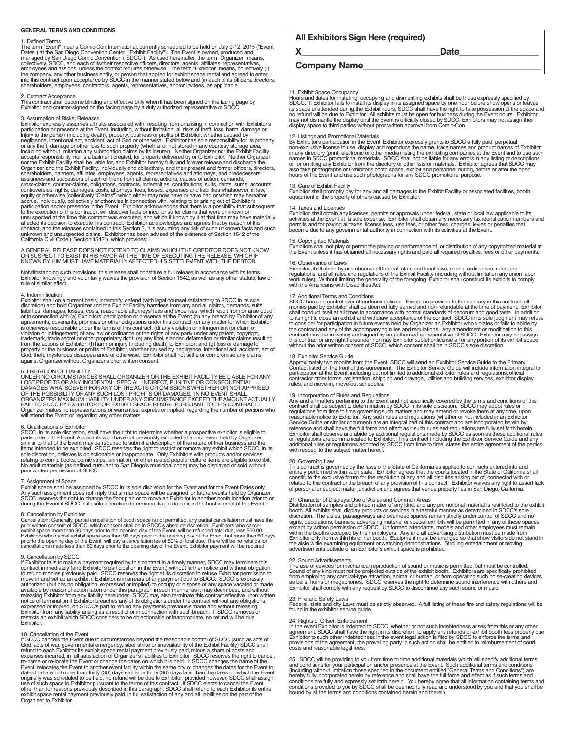## GENERAL TERMS AND CONDITIONS

1. Defined Terms
The term "Event" means Comic-Con International, currently scheduled to be held on July 9-12, 2015 ("Event Dates") at the San Diego Convention Center ("Exhibit Facility"). The Event is owned, produced and managed by San Diego Comic Convention ("SDCC"). As used hereinafter, the term "Organizer" means, collectively, SDCC, and each of its/their respective officers, directors, agents, affiliates, representatives, employees and assigns, unless the context requires otherwise. The term "Exhibitor" means, collectively (I) the company, any other business entity, or person that applied for exhibit space rental and agreed to enter into this contract upon acceptance by SDCC in the manner stated below and (ii) each of its officers, directors, shareholders, employees, contractors, agents, representatives, and/or invitees, as applicable.

2. Contract Acceptance
This contract shall become binding and effective only when it has been signed on the facing page by Exhibitor and counter-signed on the facing page by a duly authorized representative of SDCC.

3. Assumption of Risks; Releases
Exhibitor expressly assumes all risks associated with, resulting from or arising in connection with Exhibitor's participation or presence at the Event, including, without limitation, all risks of theft, loss, harm, damage or injury to the person (including death), property, business or profits of Exhibitor, whether caused by negligence, intentional act, accident, act of God or otherwise. Exhibitor has sole responsibility for its property or any theft, damage or other loss to such property (whether or not stored in any courtesy storage area, including without limitation any subrogation claims by its insurer). Neither Organizer nor the Exhibit Facility accepts responsibility, nor is a bailment created, for property delivered by or to Exhibitor. Neither Organizer nor the Exhibit Facility shall be liable for, and Exhibitor hereby fully and forever release and discharge the Organizer and the Exhibit Facility, individually and collectively, and their present and former officers, directors, shareholders, partners, affiliates, employees, agents, representatives and attorneys, and predecessors, assignees and successors of each of them, from all claims, actions, causes of action, demands, cross-claims, counter-claims, obligations, contracts, indemnities, contributions, suits, debts, sums, accounts, controversies, rights, damages, costs, attorneys' fees, losses, expenses and liabilities whatsoever, in law, equity or otherwise (collectively "Claims") which either may now have or have had or which may hereafter accrue, individually, collectively or otherwise in connection with, relating to or arising out of Exhibitor's participation and/or presence in the Event. Exhibitor acknowledges that there is a possibility that subsequent to the execution of this contract, it will discover facts or incur or suffer claims that were unknown or unsuspected at the time this contract was executed, and which if known by it at that time may have materially affected its decision to execute this contract. Exhibitor acknowledges and agrees that by reason of this contract, and the releases contained in this Section 3, it is assuming any risk of such unknown facts and such unknown and unsuspected claims. Exhibitor has been advised of the existence of Section 1542 of the California Civil Code ("Section 1542"), which provides:

A GENERAL RELEASE DOES NOT EXTEND TO CLAIMS WHICH THE CREDITOR DOES NOT KNOW OR SUSPECT TO EXIST IN HIS FAVOR AT THE TIME OF EXECUTING THE RELEASE, WHICH IF KNOWN BY HIM MUST HAVE MATERIALLY AFFECTED HIS SETTLEMENT WITH THE DEBTOR.

Notwithstanding such provisions, this release shall constitute a full release in accordance with its terms. Exhibitor knowingly and voluntarily waives the provision of Section 1542, as well as any other statute, law or rule of similar effect.

4. Indemnification
Exhibitor shall on a current basis, indemnify, defend (with legal counsel satisfactory to SDCC in its sole discretion) and hold Organizer and the Exhibit Facility harmless from any and all claims, demands, suits, liabilities, damages, losses, costs, reasonable attorneys' fees and expenses, which result from or arise out of or in connection with (a) Exhibitors' participation or presence at the Event; (b) any breach by Exhibitor of any agreements, covenants, promises or other obligations under this contract; (c) any matter for which Exhibitor is otherwise responsible under the terms of this contract; (d) any violation or infringement (or claim or violation or infringement) of any law or ordinance or the rights of any party under any patent, copyright, trademark, trade secret or other proprietary right; (e) any libel, slander, defamation or similar claims resulting from the actions of Exhibitor; (f) harm or injury (including death) to Exhibitor; and (g) loss or damage to property or the business or profits of Exhibitor, whether caused by negligence, intentional act, accident, act of God, theft, mysterious disappearance or otherwise. Exhibitor shall not settle or compromise any claims against Organizer without Organizer's prior written consent.

5. LIMITATION OF LIABILITY
UNDER NO CIRCUMSTANCES SHALL ORGANIZER OR THE EXHIBIT FACILITY BE LIABLE FOR ANY LOST PROFITS OR ANY INCIDENTAL, SPECIAL, INDIRECT, PUNITIVE OR CONSEQUENTIAL DAMAGES WHATSOEVER FOR ANY OF THE ACTS OR OMISSIONS WHETHER OR NOT APPRISED OF THE POSSIBILITY OF ANY SUCH LOST PROFITS OR DAMAGES. IN NO EVENT SHALL ORGANIZERS MAXIMUM LIABILITY UNDER ANY CIRCUMSTANCE EXCEED THE AMOUNT ACTUALLY PAID TO SDCC BY EXHIBITOR FOR EXHIBIT SPACE RENTAL PURSUANT TO THIS CONTRACT. Organizer makes no representations or warranties, express or implied, regarding the number of persons who will attend the Event or regarding any other matters.

6. Qualifications of Exhibitor
SDCC, in its sole discretion, shall have the right to determine whether a prospective exhibitor is eligible to participate in the Event. Applicants who have not previously exhibited at a prior event held by Organizer similar to that of the Event may be required to submit a description of the nature of their business and the items intended to be exhibited. SDCC reserves the right to restrict or remove any exhibit which SDCC, in its sole discretion, believes is objectionable or inappropriate. Only Exhibitors with products and/or services relating to comic books, comic strips, animation, or other related popular culture items are eligible to exhibit. No adult materials (as defined pursuant to San Diego's municipal code) may be displayed or sold without prior written permission of SDCC.

7. Assignment of Space
Exhibit space shall be assigned by SDCC in its sole discretion for the Event and for the Event Dates only. Any such assignment does not imply that similar space will be assigned for future events held by Organizer. SDCC reserves the right to change the floor plan or to move an Exhibitor to another booth location prior to or during the Event if SDCC in its sole discretion determines that to do so is in the best interest of the Event.

8. Cancellation by Exhibitor
Cancellation: Generally, partial cancellation of booth space is not permitted, any partial cancellation must have the prior written consent of SDCC, which consent shall be in SDCC's absolute discretion. Exhibitors who cancel exhibit space more than 90 days prior to the opening day of the Event, will be refunded total due, less $50.00. Exhibitors who cancel exhibit space less than 90 days prior to the opening day of the Event, but more than 60 days prior to the opening day of the Event, will pay a cancellation fee of 50% of total due. There will be no refunds for cancellations made less than 60 days prior to the opening day of the Event. Exhibitor payment will be required.

9. Cancellation by SDCC
If Exhibitor fails to make a payment required by this contract in a timely manner, SDCC may terminate this contract immediately (and Exhibitor's participation in the Event) without further notice and without obligation to refund monies previously paid. SDCC reserves the right at its discretion to refuse Exhibitor permission to move in and set up an exhibit if Exhibitor is in arrears of any payment due to SDCC. SDCC is expressly authorized (but has no obligation, expressed or implied) to occupy or dispose of any space vacated or made available by reason of action taken under this paragraph in such manner as it may deem best, and without releasing Exhibitor from any liability hereunder. SDCC may also terminate this contract effective upon written notice of termination if Exhibitor breaches any of its obligations under the contract without any obligations, expressed or implied, on SDCC's part to refund any payments previously made and without releasing Exhibitor from any liability arising as a result of or in connection with such breach. If SDCC removes or restricts an exhibit which SDCC considers to be objectionable or inappropriate, no refund will be due Exhibitor.

10. Cancellation of the Event
If SDCC cancels the Event due to circumstances beyond the reasonable control of SDCC (such as acts of God, acts of war, governmental emergency, labor strike or unavailability of the Exhibit Facility) SDCC shall refund to each Exhibitor its exhibit space rental payment previously paid, minus a share of costs and expenses incurred, in full satisfaction of Organizer's liabilities to Exhibitor. SDCC reserves the right to cancel, re-name or re-locate the Event or change the dates on which it is held. If SDCC changes the name of the Event, relocates the Event to another event facility within the same city or changes the dates for the Event to dates that are not more than thirty (30) days earlier or thirty (30) days later than the dates on which the Event originally was scheduled to be held, no refund will be due to Exhibitor; provided however, SDCC shall assign use of such space to Exhibitor pursuant to the terms of this contract. If SDCC elects to cancel the Event other than for reasons previously described in this paragraph, SDCC shall refund to each Exhibitor its entire exhibit space rental payment previously paid, in full satisfaction of any and all liabilities on the part of the Organizer to Exhibitor.

**All Exhibitors Sign Here (required)**

**X\_\_\_\_\_\_\_\_\_\_\_\_\_\_\_\_\_\_\_\_\_\_\_\_\_\_\_\_\_\_\_\_ Date\_\_\_\_\_\_\_\_\_\_\_\_\_\_\_\_**

**Company Name\_\_\_\_\_\_\_\_\_\_\_\_\_\_\_\_\_\_\_\_\_\_\_\_\_\_\_\_\_\_\_\_\_\_\_\_**

11. Exhibit Space Occupancy
Hours and dates for installing, occupying and dismantling exhibits shall be those expressly specified by SDCC. If Exhibitor fails to install its display in its assigned space by one hour before show opens or leaves its space unattended during the Exhibit hours, SDCC shall have the right to take possession of the space and no refund will be due to Exhibitor. All exhibits must be open for business during the Event hours. Exhibitor may not dismantle the display until the Event is officially closed by SDCC. Exhibitors may not assign their display space to third parties without prior written approval from Comic-Con.

12. Listings and Promotional Materials
By Exhibitor's participation in the Event, Exhibitor expressly grants to SDCC a fully paid, perpetual non-exclusive license to use, display and reproduce the name, trade names and product names of Exhibitor in any directory (print, electronic or other media) listing the exhibiting companies at the Event and to use such names in SDCC promotional materials. SDCC shall not be liable for any errors in any listing or descriptions or for omitting any Exhibitor from the directory or other lists or materials. Exhibitor agrees that SDCC may also take photographs or Exhibitor's booth space, exhibit and personnel during, before or after the open hours of the Event and use such photographs for any SDCC promotional purpose.

13. Care of Exhibit Facility
Exhibitor shall promptly pay for any and all damages to the Exhibit Facility or associated facilities, booth equipment or the property of others caused by Exhibitor.

14. Taxes and Licenses
Exhibitor shall obtain any licenses, permits or approvals under federal, state or local law applicable to its activities at the Event at its sole expense. Exhibitor shall obtain any necessary tax identification numbers and permits and for paying all taxes, license fees, use fees, or other fees, charges, levies or penalties that become due to any governmental authority in connection with its activities at the Event.

15. Copyrighted Materials
Exhibitors shall not play or permit the playing or performance of, or distribution of any copyrighted material at the Event unless it has obtained all necessary rights and paid all required royalties, fees or other payments.

16. Observance of Laws
Exhibitor shall abide by and observe all federal, state and local laws, codes, ordinances, rules and regulations, and all rules and regulations of the Exhibit Facility (including without limitation any union labor work rules). Without limiting the generality of the foregoing, Exhibitor shall construct its exhibits to comply with the Americans with Disabilities Act.

17. Additional Terms and Conditions
SDCC has sole control over attendance policies. Except as provided to the contrary in this contract; all monies paid by Exhibitor shall be deemed fully earned and non-refundable at the time of payment. Exhibitor shall conduct itself at all times in accordance with normal standards of decorum and good taste. In addition to its right to close an exhibit and withdraw acceptance of the contract, SDCC in its sole judgment may refuse to consider for participation in future events held by Organizer an Exhibitor who violates or fails to abide by the contract and any of the accompanying rules and regulations. Any amendment or modification to this contract must be in writing and signed by an authorized representative of SDCC. Exhibitor may not assign this contract or any right hereunder nor may Exhibitor sublet or license all or any portion of its exhibit space without the prior written consent of SDCC, which consent shall be in SDCC's sole discretion.

18. Exhibitor Service Guide
Approximately two months from the Event, SDCC will send an Exhibitor Service Guide to the Primary Contact listed on the front of this agreement. The Exhibitor Service Guide will include information integral to participation at the Event, including but not limited to additional exhibitor rules and regulations, official contractor order forms, registration, shipping and drayage, utilities and building services, exhibitor display rules, and move-in, move-out schedules.

19. Incorporation of Rules and Regulations
Any and all matters pertaining to the Event and not specifically covered by the terms and conditions of this contract shall be subject to determination by SDCC in its sole discretion. SDCC may adopt rules or regulations from time to time governing such matters and may amend or revoke them at any time, upon reasonable notice to Exhibitor. Any such rules and regulations (whether or not included in an Exhibitor Service Guide or similar document) are an integral part of this contract and are incorporated herein by reference and shall have the full force and effect as if such rules and regulations are fully set forth herein. Exhibitor shall observe and abide by additional regulations made by SDCC as soon as these additional rules or regulations are communicated to Exhibitor. This contract (including the Exhibitor Service Guide and any additional rules or regulations adopted by SDCC from time to time) states the entire agreement of the parties with respect to the subject matter hereof.

20. Governing Law
This contract is governed by the laws of the State of California as applied to contracts entered into and entirely performed within such state. Exhibitor agrees that the courts located in the State of California shall constitute the exclusive forum for the resolution of any and all disputes arising out of, connected with or related to this contract or the breach of any provision of this contract. Exhibitor waives any right to assert lack of personal or subject matter jurisdiction and agrees that venue properly lies in San Diego, California.

21. Character of Displays: Use of Aisles and Common Areas
Distribution of samples and printed matter of any kind, and any promotional material is restricted to the exhibit booth. All exhibits shall display products or services in a tasteful manner as determined in SDCC's sole discretion. The aisles, passageways and overhead spaces remain strictly under control of SDCC and no signs, decorations, banners, advertising material or special exhibits will be permitted in any of these spaces except by written permission of SDCC. Uniformed attendants, models and other employees must remain within the booths occupied by their employers. Any and all advertising distribution must be made from Exhibitor only from within his or her booth. Equipment must be arranged so that show visitors do not stand in the aisle while examining equipment or watching demonstrations. Strolling entertainment or moving advertisements outside of an Exhibitor's exhibit space is prohibited.

22. Sound Advertisements
The use of devices for mechanical reproduction of sound or music is permitted, but must be controlled. Sound of any kind must not be projected outside of the exhibit booth. Exhibitors are specifically prohibited from employing any carnival-type attraction, animal or human, or from operating such noise-creating devices as bells, horns or megaphones. SDCC reserves the right to determine sound interference with others and Exhibitor shall comply with any request by SDCC to discontinue any such sound or music.

23. Fire and Safety Laws
Federal, state and city Laws must be strictly observed. A full listing of these fire and safety regulations will be found in the exhibitor service guide.

24. Rights of Offset; Enforcement
In the event Exhibitor is indebted to SDCC, whether or not such indebtedness arises from this or any other agreement, SDCC shall have the right in its discretion, to apply any refunds of exhibit booth fees properly due Exhibitor to such other indebtedness in the event legal action is filed by SDCC to enforce the terms and provisions of the agreement, the prevailing party in such action shall be entitled to reimbursement of court costs and reasonable legal fees.

25. SDCC will be providing to you from time to time additional materials which will specify additional terms and conditions for your participation and/or presence at the Event. Such additional terms and conditions (including without limitation those specified in the document entitled "General Terms and Conditions") are hereby fully incorporated herein by reference and shall have the full force and effect as if such terms and conditions are fully and expressly set forth herein. You hereby agree that all information containing terms and conditions provided to you by SDCC shall be deemed fully read and understood by you and that you shall be bound by all the terms and conditions contained herein and therein.